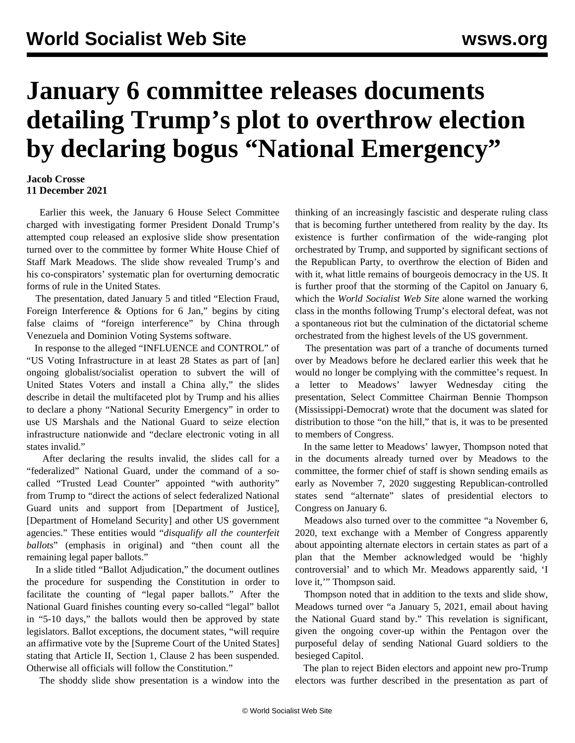# January 6 committee releases documents detailing Trump's plot to overthrow election by declaring bogus "National Emergency"

**Jacob Crosse**
**11 December 2021**

Earlier this week, the January 6 House Select Committee charged with investigating former President Donald Trump's attempted coup released an explosive slide show presentation turned over to the committee by former White House Chief of Staff Mark Meadows. The slide show revealed Trump's and his co-conspirators' systematic plan for overturning democratic forms of rule in the United States.

The presentation, dated January 5 and titled "Election Fraud, Foreign Interference & Options for 6 Jan," begins by citing false claims of "foreign interference" by China through Venezuela and Dominion Voting Systems software.

In response to the alleged "INFLUENCE and CONTROL" of "US Voting Infrastructure in at least 28 States as part of [an] ongoing globalist/socialist operation to subvert the will of United States Voters and install a China ally," the slides describe in detail the multifaceted plot by Trump and his allies to declare a phony "National Security Emergency" in order to use US Marshals and the National Guard to seize election infrastructure nationwide and "declare electronic voting in all states invalid."

After declaring the results invalid, the slides call for a "federalized" National Guard, under the command of a so-called "Trusted Lead Counter" appointed "with authority" from Trump to "direct the actions of select federalized National Guard units and support from [Department of Justice], [Department of Homeland Security] and other US government agencies." These entities would "*disqualify all the counterfeit ballots*" (emphasis in original) and "then count all the remaining legal paper ballots."

In a slide titled "Ballot Adjudication," the document outlines the procedure for suspending the Constitution in order to facilitate the counting of "legal paper ballots." After the National Guard finishes counting every so-called "legal" ballot in "5-10 days," the ballots would then be approved by state legislators. Ballot exceptions, the document states, "will require an affirmative vote by the [Supreme Court of the United States] stating that Article II, Section 1, Clause 2 has been suspended. Otherwise all officials will follow the Constitution."

The shoddy slide show presentation is a window into the thinking of an increasingly fascistic and desperate ruling class that is becoming further untethered from reality by the day. Its existence is further confirmation of the wide-ranging plot orchestrated by Trump, and supported by significant sections of the Republican Party, to overthrow the election of Biden and with it, what little remains of bourgeois democracy in the US. It is further proof that the storming of the Capitol on January 6, which the *World Socialist Web Site* alone warned the working class in the months following Trump's electoral defeat, was not a spontaneous riot but the culmination of the dictatorial scheme orchestrated from the highest levels of the US government.

The presentation was part of a tranche of documents turned over by Meadows before he declared earlier this week that he would no longer be complying with the committee's request. In a letter to Meadows' lawyer Wednesday citing the presentation, Select Committee Chairman Bennie Thompson (Mississippi-Democrat) wrote that the document was slated for distribution to those "on the hill," that is, it was to be presented to members of Congress.

In the same letter to Meadows' lawyer, Thompson noted that in the documents already turned over by Meadows to the committee, the former chief of staff is shown sending emails as early as November 7, 2020 suggesting Republican-controlled states send "alternate" slates of presidential electors to Congress on January 6.

Meadows also turned over to the committee "a November 6, 2020, text exchange with a Member of Congress apparently about appointing alternate electors in certain states as part of a plan that the Member acknowledged would be 'highly controversial' and to which Mr. Meadows apparently said, 'I love it,'" Thompson said.

Thompson noted that in addition to the texts and slide show, Meadows turned over "a January 5, 2021, email about having the National Guard stand by." This revelation is significant, given the ongoing cover-up within the Pentagon over the purposeful delay of sending National Guard soldiers to the besieged Capitol.

The plan to reject Biden electors and appoint new pro-Trump electors was further described in the presentation as part of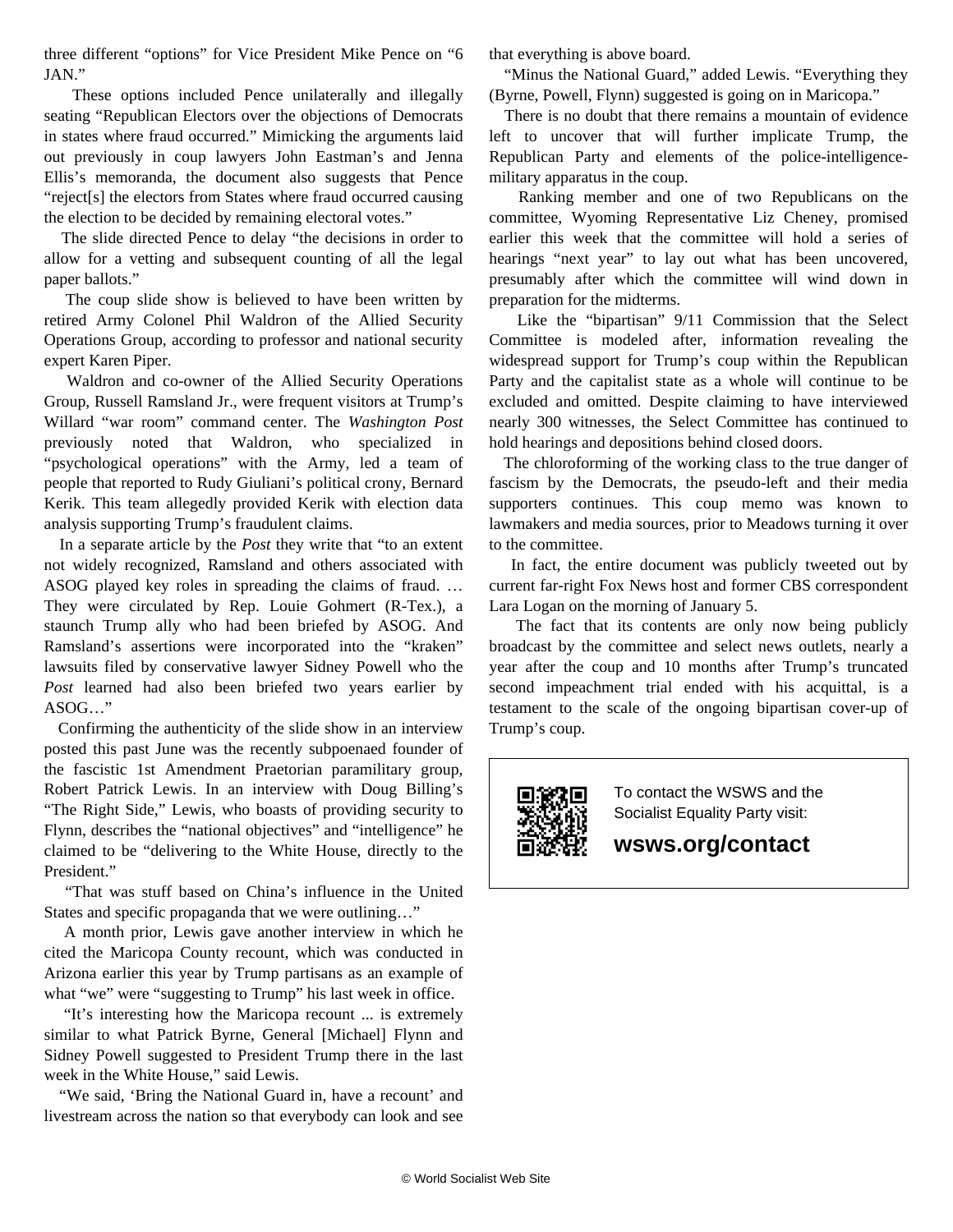three different "options" for Vice President Mike Pence on "6 JAN."

These options included Pence unilaterally and illegally seating "Republican Electors over the objections of Democrats in states where fraud occurred." Mimicking the arguments laid out previously in coup lawyers John Eastman's and Jenna Ellis's memoranda, the document also suggests that Pence "reject[s] the electors from States where fraud occurred causing the election to be decided by remaining electoral votes."

The slide directed Pence to delay "the decisions in order to allow for a vetting and subsequent counting of all the legal paper ballots."

The coup slide show is believed to have been written by retired Army Colonel Phil Waldron of the Allied Security Operations Group, according to professor and national security expert Karen Piper.

Waldron and co-owner of the Allied Security Operations Group, Russell Ramsland Jr., were frequent visitors at Trump's Willard "war room" command center. The *Washington Post* previously noted that Waldron, who specialized in "psychological operations" with the Army, led a team of people that reported to Rudy Giuliani's political crony, Bernard Kerik. This team allegedly provided Kerik with election data analysis supporting Trump's fraudulent claims.

In a separate article by the *Post* they write that "to an extent not widely recognized, Ramsland and others associated with ASOG played key roles in spreading the claims of fraud. … They were circulated by Rep. Louie Gohmert (R-Tex.), a staunch Trump ally who had been briefed by ASOG. And Ramsland's assertions were incorporated into the "kraken" lawsuits filed by conservative lawyer Sidney Powell who the *Post* learned had also been briefed two years earlier by ASOG…"

Confirming the authenticity of the slide show in an interview posted this past June was the recently subpoenaed founder of the fascistic 1st Amendment Praetorian paramilitary group, Robert Patrick Lewis. In an interview with Doug Billing's "The Right Side," Lewis, who boasts of providing security to Flynn, describes the "national objectives" and "intelligence" he claimed to be "delivering to the White House, directly to the President."

"That was stuff based on China's influence in the United States and specific propaganda that we were outlining…"

A month prior, Lewis gave another interview in which he cited the Maricopa County recount, which was conducted in Arizona earlier this year by Trump partisans as an example of what "we" were "suggesting to Trump" his last week in office.

"It's interesting how the Maricopa recount ... is extremely similar to what Patrick Byrne, General [Michael] Flynn and Sidney Powell suggested to President Trump there in the last week in the White House," said Lewis.

"We said, 'Bring the National Guard in, have a recount' and livestream across the nation so that everybody can look and see that everything is above board.

"Minus the National Guard," added Lewis. "Everything they (Byrne, Powell, Flynn) suggested is going on in Maricopa."

There is no doubt that there remains a mountain of evidence left to uncover that will further implicate Trump, the Republican Party and elements of the police-intelligence-military apparatus in the coup.

Ranking member and one of two Republicans on the committee, Wyoming Representative Liz Cheney, promised earlier this week that the committee will hold a series of hearings "next year" to lay out what has been uncovered, presumably after which the committee will wind down in preparation for the midterms.

Like the "bipartisan" 9/11 Commission that the Select Committee is modeled after, information revealing the widespread support for Trump's coup within the Republican Party and the capitalist state as a whole will continue to be excluded and omitted. Despite claiming to have interviewed nearly 300 witnesses, the Select Committee has continued to hold hearings and depositions behind closed doors.

The chloroforming of the working class to the true danger of fascism by the Democrats, the pseudo-left and their media supporters continues. This coup memo was known to lawmakers and media sources, prior to Meadows turning it over to the committee.

In fact, the entire document was publicly tweeted out by current far-right Fox News host and former CBS correspondent Lara Logan on the morning of January 5.

The fact that its contents are only now being publicly broadcast by the committee and select news outlets, nearly a year after the coup and 10 months after Trump's truncated second impeachment trial ended with his acquittal, is a testament to the scale of the ongoing bipartisan cover-up of Trump's coup.

To contact the WSWS and the Socialist Equality Party visit:

**wsws.org/contact**